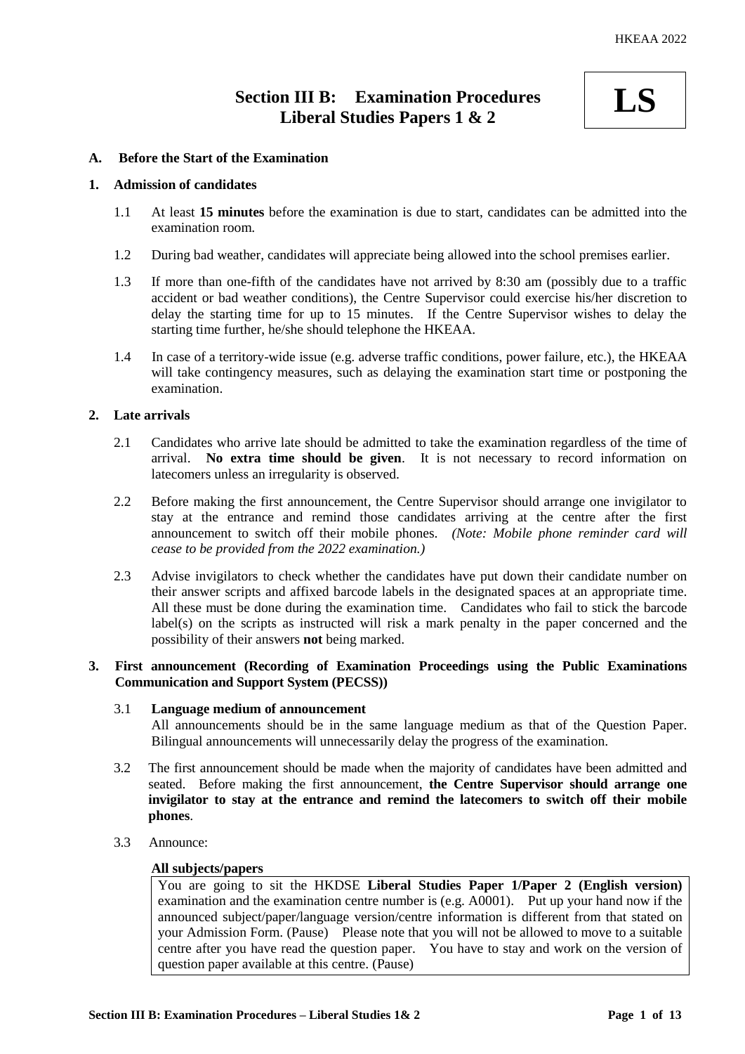# Section III B: Examination Procedures Liberal Studies Papers 1 & 2

**LS**

## A. Before the Start of the Examination

### 1. Admission of candidates

1.1 At least **15 minutes** before the examination is due to start, candidates can be admitted into the examination room.

1.2 During bad weather, candidates will appreciate being allowed into the school premises earlier.

1.3 If more than one-fifth of the candidates have not arrived by 8:30 am (possibly due to a traffic accident or bad weather conditions), the Centre Supervisor could exercise his/her discretion to delay the starting time for up to 15 minutes. If the Centre Supervisor wishes to delay the starting time further, he/she should telephone the HKEAA.

1.4 In case of a territory-wide issue (e.g. adverse traffic conditions, power failure, etc.), the HKEAA will take contingency measures, such as delaying the examination start time or postponing the examination.

### 2. Late arrivals

2.1 Candidates who arrive late should be admitted to take the examination regardless of the time of arrival. **No extra time should be given**. It is not necessary to record information on latecomers unless an irregularity is observed.

2.2 Before making the first announcement, the Centre Supervisor should arrange one invigilator to stay at the entrance and remind those candidates arriving at the centre after the first announcement to switch off their mobile phones. *(Note: Mobile phone reminder card will cease to be provided from the 2022 examination.)*

2.3 Advise invigilators to check whether the candidates have put down their candidate number on their answer scripts and affixed barcode labels in the designated spaces at an appropriate time. All these must be done during the examination time. Candidates who fail to stick the barcode label(s) on the scripts as instructed will risk a mark penalty in the paper concerned and the possibility of their answers **not** being marked.

### 3. First announcement (Recording of Examination Proceedings using the Public Examinations Communication and Support System (PECSS))

3.1 **Language medium of announcement**
All announcements should be in the same language medium as that of the Question Paper. Bilingual announcements will unnecessarily delay the progress of the examination.

3.2 The first announcement should be made when the majority of candidates have been admitted and seated. Before making the first announcement, **the Centre Supervisor should arrange one invigilator to stay at the entrance and remind the latecomers to switch off their mobile phones**.

3.3 Announce:

**All subjects/papers**

| You are going to sit the HKDSE **Liberal Studies Paper 1/Paper 2 (English version)** examination and the examination centre number is (e.g. A0001). Put up your hand now if the announced subject/paper/language version/centre information is different from that stated on your Admission Form. (Pause) Please note that you will not be allowed to move to a suitable centre after you have read the question paper. You have to stay and work on the version of question paper available at this centre. (Pause) |
|---|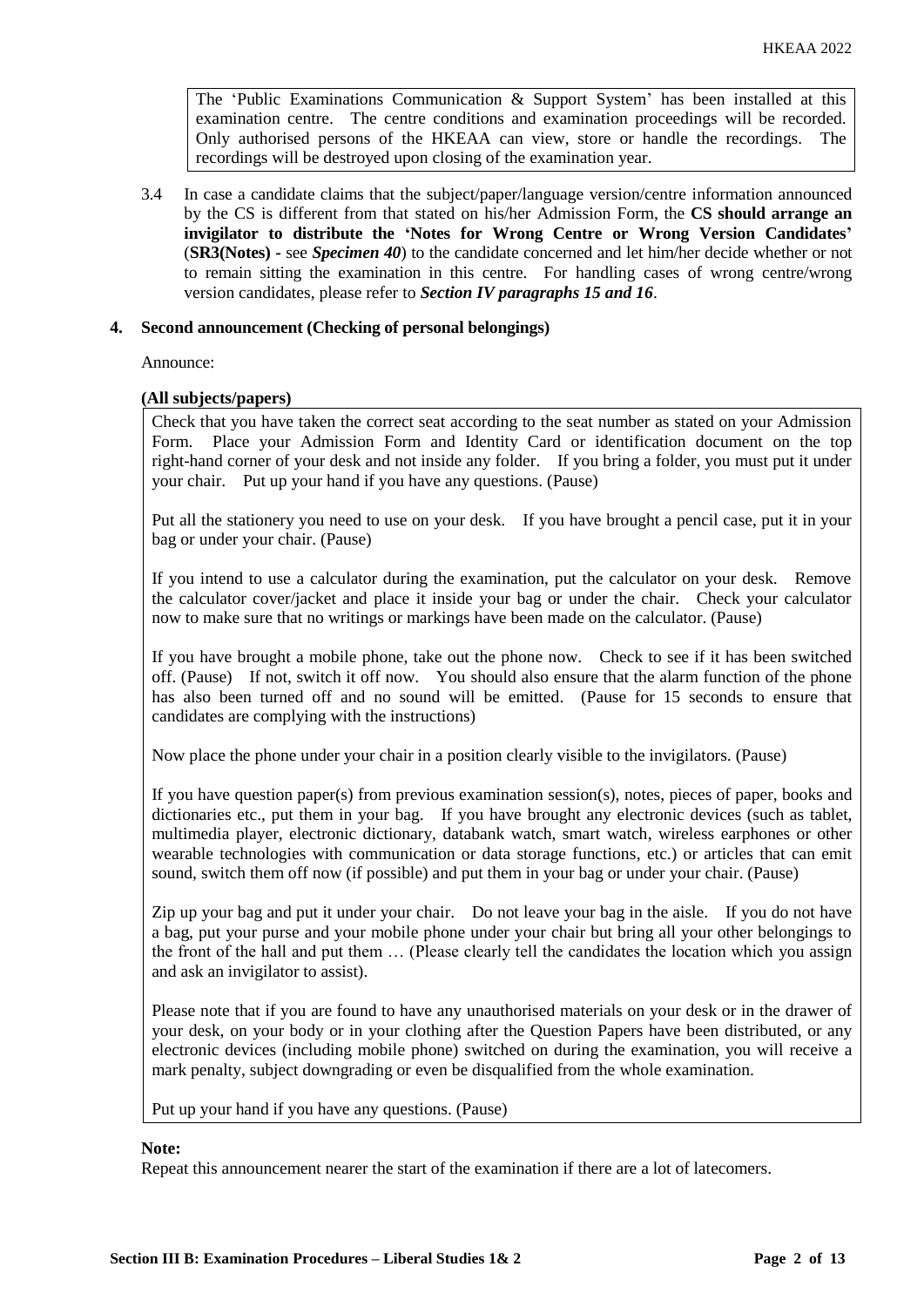The 'Public Examinations Communication & Support System' has been installed at this examination centre. The centre conditions and examination proceedings will be recorded. Only authorised persons of the HKEAA can view, store or handle the recordings. The recordings will be destroyed upon closing of the examination year.

3.4 In case a candidate claims that the subject/paper/language version/centre information announced by the CS is different from that stated on his/her Admission Form, the **CS should arrange an invigilator to distribute the 'Notes for Wrong Centre or Wrong Version Candidates'** (**SR3(Notes)** - see ***Specimen 40***) to the candidate concerned and let him/her decide whether or not to remain sitting the examination in this centre. For handling cases of wrong centre/wrong version candidates, please refer to ***Section IV paragraphs 15 and 16***.

## 4. Second announcement (Checking of personal belongings)

Announce:

**(All subjects/papers)**

Check that you have taken the correct seat according to the seat number as stated on your Admission Form. Place your Admission Form and Identity Card or identification document on the top right-hand corner of your desk and not inside any folder. If you bring a folder, you must put it under your chair. Put up your hand if you have any questions. (Pause)

Put all the stationery you need to use on your desk. If you have brought a pencil case, put it in your bag or under your chair. (Pause)

If you intend to use a calculator during the examination, put the calculator on your desk. Remove the calculator cover/jacket and place it inside your bag or under the chair. Check your calculator now to make sure that no writings or markings have been made on the calculator. (Pause)

If you have brought a mobile phone, take out the phone now. Check to see if it has been switched off. (Pause) If not, switch it off now. You should also ensure that the alarm function of the phone has also been turned off and no sound will be emitted. (Pause for 15 seconds to ensure that candidates are complying with the instructions)

Now place the phone under your chair in a position clearly visible to the invigilators. (Pause)

If you have question paper(s) from previous examination session(s), notes, pieces of paper, books and dictionaries etc., put them in your bag. If you have brought any electronic devices (such as tablet, multimedia player, electronic dictionary, databank watch, smart watch, wireless earphones or other wearable technologies with communication or data storage functions, etc.) or articles that can emit sound, switch them off now (if possible) and put them in your bag or under your chair. (Pause)

Zip up your bag and put it under your chair. Do not leave your bag in the aisle. If you do not have a bag, put your purse and your mobile phone under your chair but bring all your other belongings to the front of the hall and put them … (Please clearly tell the candidates the location which you assign and ask an invigilator to assist).

Please note that if you are found to have any unauthorised materials on your desk or in the drawer of your desk, on your body or in your clothing after the Question Papers have been distributed, or any electronic devices (including mobile phone) switched on during the examination, you will receive a mark penalty, subject downgrading or even be disqualified from the whole examination.

Put up your hand if you have any questions. (Pause)

**Note:**

Repeat this announcement nearer the start of the examination if there are a lot of latecomers.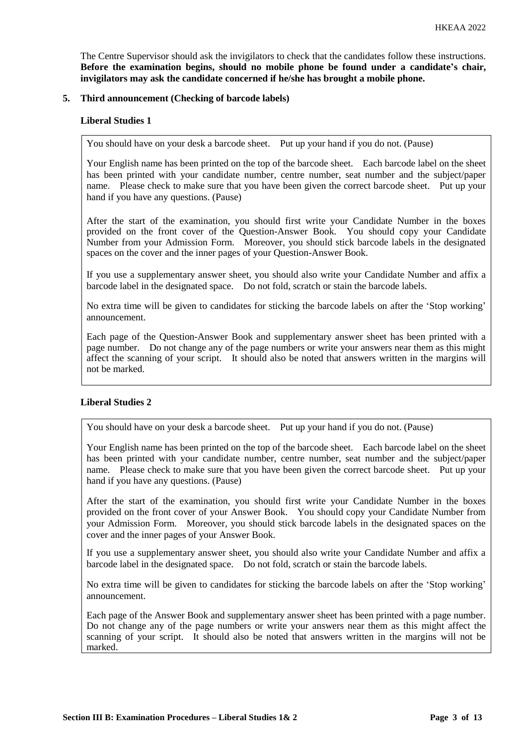The Centre Supervisor should ask the invigilators to check that the candidates follow these instructions. **Before the examination begins, should no mobile phone be found under a candidate's chair, invigilators may ask the candidate concerned if he/she has brought a mobile phone.**

**5. Third announcement (Checking of barcode labels)**

**Liberal Studies 1**

> You should have on your desk a barcode sheet. Put up your hand if you do not. (Pause)
>
> Your English name has been printed on the top of the barcode sheet. Each barcode label on the sheet has been printed with your candidate number, centre number, seat number and the subject/paper name. Please check to make sure that you have been given the correct barcode sheet. Put up your hand if you have any questions. (Pause)
>
> After the start of the examination, you should first write your Candidate Number in the boxes provided on the front cover of the Question-Answer Book. You should copy your Candidate Number from your Admission Form. Moreover, you should stick barcode labels in the designated spaces on the cover and the inner pages of your Question-Answer Book.
>
> If you use a supplementary answer sheet, you should also write your Candidate Number and affix a barcode label in the designated space. Do not fold, scratch or stain the barcode labels.
>
> No extra time will be given to candidates for sticking the barcode labels on after the 'Stop working' announcement.
>
> Each page of the Question-Answer Book and supplementary answer sheet has been printed with a page number. Do not change any of the page numbers or write your answers near them as this might affect the scanning of your script. It should also be noted that answers written in the margins will not be marked.

**Liberal Studies 2**

> You should have on your desk a barcode sheet. Put up your hand if you do not. (Pause)
>
> Your English name has been printed on the top of the barcode sheet. Each barcode label on the sheet has been printed with your candidate number, centre number, seat number and the subject/paper name. Please check to make sure that you have been given the correct barcode sheet. Put up your hand if you have any questions. (Pause)
>
> After the start of the examination, you should first write your Candidate Number in the boxes provided on the front cover of your Answer Book. You should copy your Candidate Number from your Admission Form. Moreover, you should stick barcode labels in the designated spaces on the cover and the inner pages of your Answer Book.
>
> If you use a supplementary answer sheet, you should also write your Candidate Number and affix a barcode label in the designated space. Do not fold, scratch or stain the barcode labels.
>
> No extra time will be given to candidates for sticking the barcode labels on after the 'Stop working' announcement.
>
> Each page of the Answer Book and supplementary answer sheet has been printed with a page number. Do not change any of the page numbers or write your answers near them as this might affect the scanning of your script. It should also be noted that answers written in the margins will not be marked.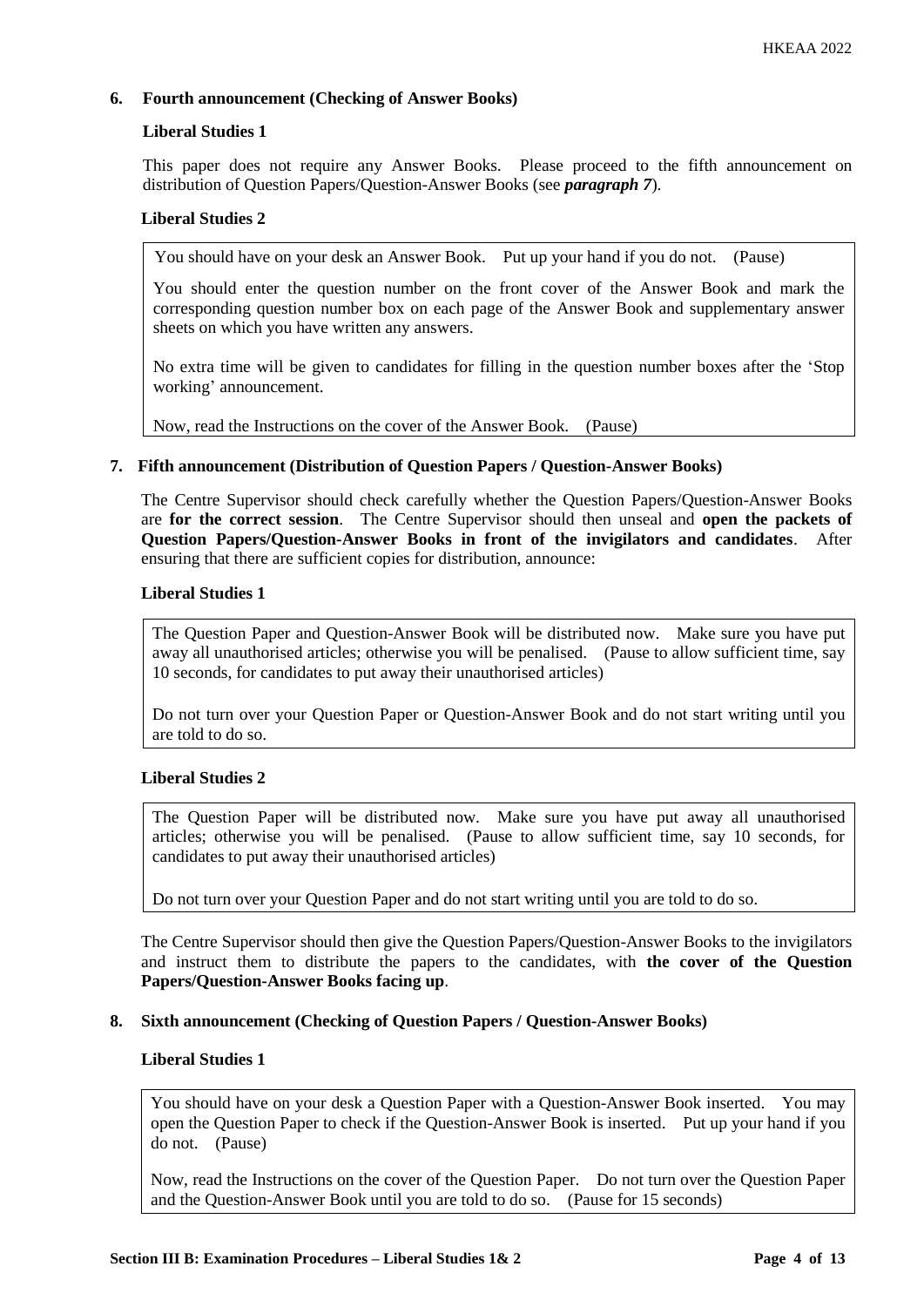### 6. Fourth announcement (Checking of Answer Books)

**Liberal Studies 1**

This paper does not require any Answer Books. Please proceed to the fifth announcement on distribution of Question Papers/Question-Answer Books (see ***paragraph 7***).

**Liberal Studies 2**

> You should have on your desk an Answer Book. Put up your hand if you do not. (Pause)
>
> You should enter the question number on the front cover of the Answer Book and mark the corresponding question number box on each page of the Answer Book and supplementary answer sheets on which you have written any answers.
>
> No extra time will be given to candidates for filling in the question number boxes after the 'Stop working' announcement.
>
> Now, read the Instructions on the cover of the Answer Book. (Pause)

### 7. Fifth announcement (Distribution of Question Papers / Question-Answer Books)

The Centre Supervisor should check carefully whether the Question Papers/Question-Answer Books are **for the correct session**. The Centre Supervisor should then unseal and **open the packets of Question Papers/Question-Answer Books in front of the invigilators and candidates**. After ensuring that there are sufficient copies for distribution, announce:

**Liberal Studies 1**

> The Question Paper and Question-Answer Book will be distributed now. Make sure you have put away all unauthorised articles; otherwise you will be penalised. (Pause to allow sufficient time, say 10 seconds, for candidates to put away their unauthorised articles)
>
> Do not turn over your Question Paper or Question-Answer Book and do not start writing until you are told to do so.

**Liberal Studies 2**

> The Question Paper will be distributed now. Make sure you have put away all unauthorised articles; otherwise you will be penalised. (Pause to allow sufficient time, say 10 seconds, for candidates to put away their unauthorised articles)
>
> Do not turn over your Question Paper and do not start writing until you are told to do so.

The Centre Supervisor should then give the Question Papers/Question-Answer Books to the invigilators and instruct them to distribute the papers to the candidates, with **the cover of the Question Papers/Question-Answer Books facing up**.

### 8. Sixth announcement (Checking of Question Papers / Question-Answer Books)

**Liberal Studies 1**

> You should have on your desk a Question Paper with a Question-Answer Book inserted. You may open the Question Paper to check if the Question-Answer Book is inserted. Put up your hand if you do not. (Pause)
>
> Now, read the Instructions on the cover of the Question Paper. Do not turn over the Question Paper and the Question-Answer Book until you are told to do so. (Pause for 15 seconds)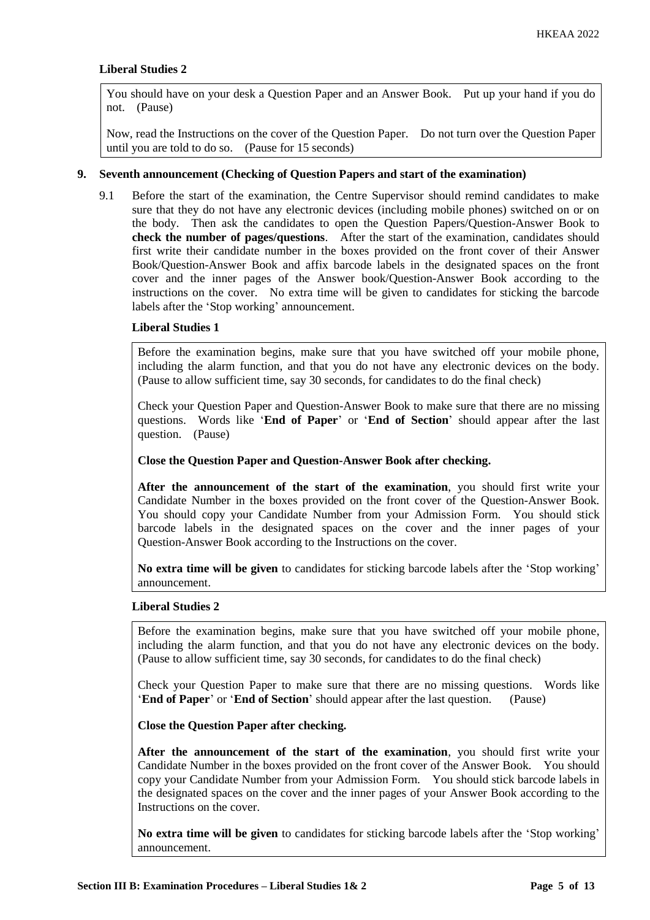**Liberal Studies 2**

> You should have on your desk a Question Paper and an Answer Book. Put up your hand if you do not. (Pause)
>
> Now, read the Instructions on the cover of the Question Paper. Do not turn over the Question Paper until you are told to do so. (Pause for 15 seconds)

## 9. Seventh announcement (Checking of Question Papers and start of the examination)

9.1 Before the start of the examination, the Centre Supervisor should remind candidates to make sure that they do not have any electronic devices (including mobile phones) switched on or on the body. Then ask the candidates to open the Question Papers/Question-Answer Book to **check the number of pages/questions**. After the start of the examination, candidates should first write their candidate number in the boxes provided on the front cover of their Answer Book/Question-Answer Book and affix barcode labels in the designated spaces on the front cover and the inner pages of the Answer book/Question-Answer Book according to the instructions on the cover. No extra time will be given to candidates for sticking the barcode labels after the 'Stop working' announcement.

**Liberal Studies 1**

> Before the examination begins, make sure that you have switched off your mobile phone, including the alarm function, and that you do not have any electronic devices on the body. (Pause to allow sufficient time, say 30 seconds, for candidates to do the final check)
>
> Check your Question Paper and Question-Answer Book to make sure that there are no missing questions. Words like '**End of Paper**' or '**End of Section**' should appear after the last question. (Pause)
>
> **Close the Question Paper and Question-Answer Book after checking.**
>
> **After the announcement of the start of the examination**, you should first write your Candidate Number in the boxes provided on the front cover of the Question-Answer Book. You should copy your Candidate Number from your Admission Form. You should stick barcode labels in the designated spaces on the cover and the inner pages of your Question-Answer Book according to the Instructions on the cover.
>
> **No extra time will be given** to candidates for sticking barcode labels after the 'Stop working' announcement.

**Liberal Studies 2**

> Before the examination begins, make sure that you have switched off your mobile phone, including the alarm function, and that you do not have any electronic devices on the body. (Pause to allow sufficient time, say 30 seconds, for candidates to do the final check)
>
> Check your Question Paper to make sure that there are no missing questions. Words like '**End of Paper**' or '**End of Section**' should appear after the last question. (Pause)
>
> **Close the Question Paper after checking.**
>
> **After the announcement of the start of the examination**, you should first write your Candidate Number in the boxes provided on the front cover of the Answer Book. You should copy your Candidate Number from your Admission Form. You should stick barcode labels in the designated spaces on the cover and the inner pages of your Answer Book according to the Instructions on the cover.
>
> **No extra time will be given** to candidates for sticking barcode labels after the 'Stop working' announcement.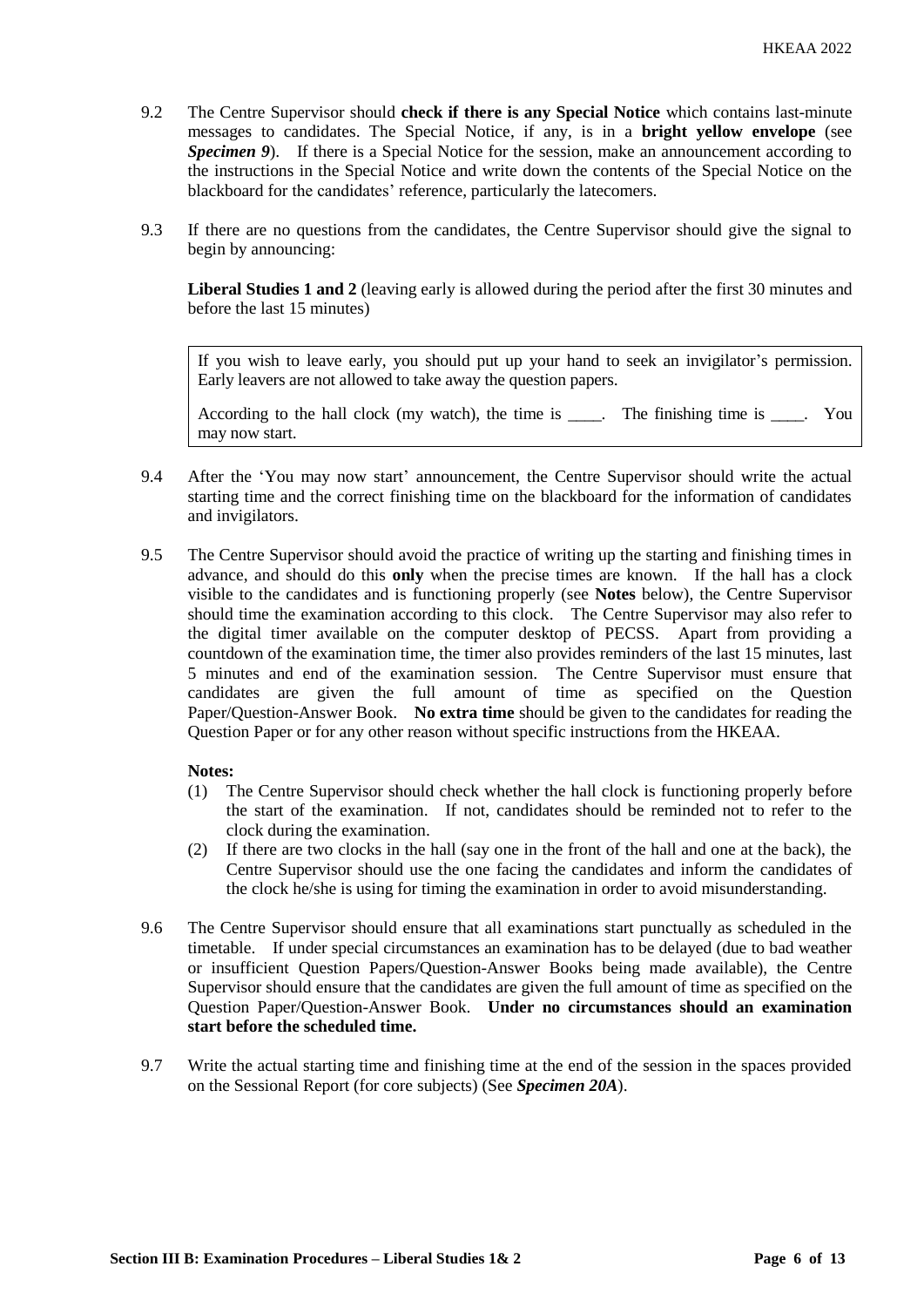9.2 The Centre Supervisor should **check if there is any Special Notice** which contains last-minute messages to candidates. The Special Notice, if any, is in a **bright yellow envelope** (see ***Specimen 9***). If there is a Special Notice for the session, make an announcement according to the instructions in the Special Notice and write down the contents of the Special Notice on the blackboard for the candidates' reference, particularly the latecomers.

9.3 If there are no questions from the candidates, the Centre Supervisor should give the signal to begin by announcing:

**Liberal Studies 1 and 2** (leaving early is allowed during the period after the first 30 minutes and before the last 15 minutes)

> If you wish to leave early, you should put up your hand to seek an invigilator's permission. Early leavers are not allowed to take away the question papers.
>
> According to the hall clock (my watch), the time is ____. The finishing time is ____. You may now start.

9.4 After the 'You may now start' announcement, the Centre Supervisor should write the actual starting time and the correct finishing time on the blackboard for the information of candidates and invigilators.

9.5 The Centre Supervisor should avoid the practice of writing up the starting and finishing times in advance, and should do this **only** when the precise times are known. If the hall has a clock visible to the candidates and is functioning properly (see **Notes** below), the Centre Supervisor should time the examination according to this clock. The Centre Supervisor may also refer to the digital timer available on the computer desktop of PECSS. Apart from providing a countdown of the examination time, the timer also provides reminders of the last 15 minutes, last 5 minutes and end of the examination session. The Centre Supervisor must ensure that candidates are given the full amount of time as specified on the Question Paper/Question-Answer Book. **No extra time** should be given to the candidates for reading the Question Paper or for any other reason without specific instructions from the HKEAA.

**Notes:**

(1) The Centre Supervisor should check whether the hall clock is functioning properly before the start of the examination. If not, candidates should be reminded not to refer to the clock during the examination.

(2) If there are two clocks in the hall (say one in the front of the hall and one at the back), the Centre Supervisor should use the one facing the candidates and inform the candidates of the clock he/she is using for timing the examination in order to avoid misunderstanding.

9.6 The Centre Supervisor should ensure that all examinations start punctually as scheduled in the timetable. If under special circumstances an examination has to be delayed (due to bad weather or insufficient Question Papers/Question-Answer Books being made available), the Centre Supervisor should ensure that the candidates are given the full amount of time as specified on the Question Paper/Question-Answer Book. **Under no circumstances should an examination start before the scheduled time.**

9.7 Write the actual starting time and finishing time at the end of the session in the spaces provided on the Sessional Report (for core subjects) (See ***Specimen 20A***).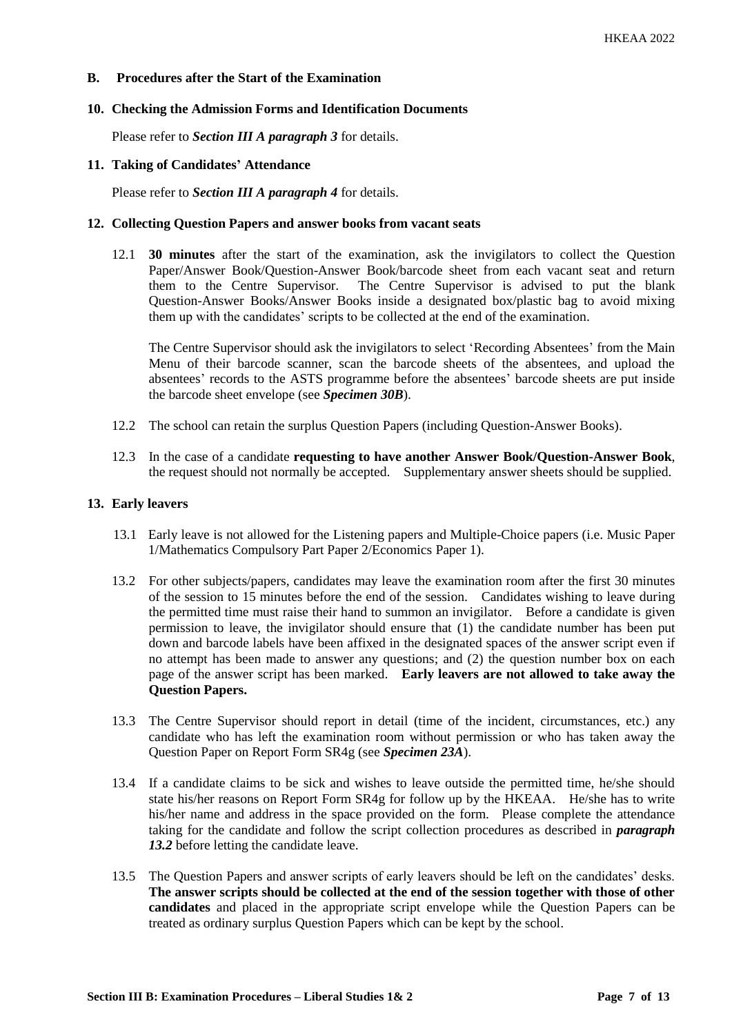## B. Procedures after the Start of the Examination

### 10. Checking the Admission Forms and Identification Documents

Please refer to ***Section III A paragraph 3*** for details.

### 11. Taking of Candidates' Attendance

Please refer to ***Section III A paragraph 4*** for details.

### 12. Collecting Question Papers and answer books from vacant seats

12.1 **30 minutes** after the start of the examination, ask the invigilators to collect the Question Paper/Answer Book/Question-Answer Book/barcode sheet from each vacant seat and return them to the Centre Supervisor. The Centre Supervisor is advised to put the blank Question-Answer Books/Answer Books inside a designated box/plastic bag to avoid mixing them up with the candidates' scripts to be collected at the end of the examination.

The Centre Supervisor should ask the invigilators to select 'Recording Absentees' from the Main Menu of their barcode scanner, scan the barcode sheets of the absentees, and upload the absentees' records to the ASTS programme before the absentees' barcode sheets are put inside the barcode sheet envelope (see ***Specimen 30B***).

12.2 The school can retain the surplus Question Papers (including Question-Answer Books).

12.3 In the case of a candidate **requesting to have another Answer Book/Question-Answer Book**, the request should not normally be accepted. Supplementary answer sheets should be supplied.

### 13. Early leavers

13.1 Early leave is not allowed for the Listening papers and Multiple-Choice papers (i.e. Music Paper 1/Mathematics Compulsory Part Paper 2/Economics Paper 1).

13.2 For other subjects/papers, candidates may leave the examination room after the first 30 minutes of the session to 15 minutes before the end of the session. Candidates wishing to leave during the permitted time must raise their hand to summon an invigilator. Before a candidate is given permission to leave, the invigilator should ensure that (1) the candidate number has been put down and barcode labels have been affixed in the designated spaces of the answer script even if no attempt has been made to answer any questions; and (2) the question number box on each page of the answer script has been marked. **Early leavers are not allowed to take away the Question Papers.**

13.3 The Centre Supervisor should report in detail (time of the incident, circumstances, etc.) any candidate who has left the examination room without permission or who has taken away the Question Paper on Report Form SR4g (see ***Specimen 23A***).

13.4 If a candidate claims to be sick and wishes to leave outside the permitted time, he/she should state his/her reasons on Report Form SR4g for follow up by the HKEAA. He/she has to write his/her name and address in the space provided on the form. Please complete the attendance taking for the candidate and follow the script collection procedures as described in ***paragraph 13.2*** before letting the candidate leave.

13.5 The Question Papers and answer scripts of early leavers should be left on the candidates' desks. **The answer scripts should be collected at the end of the session together with those of other candidates** and placed in the appropriate script envelope while the Question Papers can be treated as ordinary surplus Question Papers which can be kept by the school.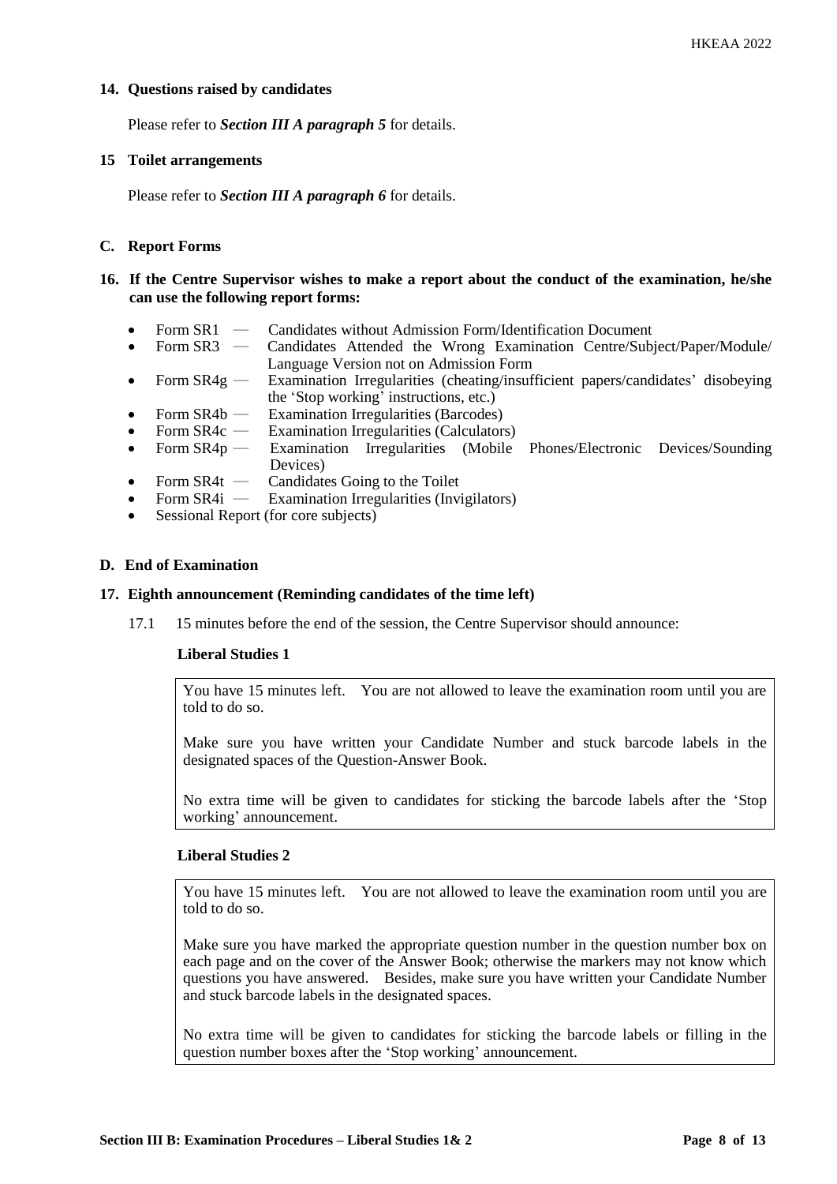### 14. Questions raised by candidates

Please refer to ***Section III A paragraph 5*** for details.

### 15 Toilet arrangements

Please refer to ***Section III A paragraph 6*** for details.

## C. Report Forms

### 16. If the Centre Supervisor wishes to make a report about the conduct of the examination, he/she can use the following report forms:

- Form SR1 — Candidates without Admission Form/Identification Document
- Form SR3 — Candidates Attended the Wrong Examination Centre/Subject/Paper/Module/ Language Version not on Admission Form
- Form SR4g — Examination Irregularities (cheating/insufficient papers/candidates' disobeying the 'Stop working' instructions, etc.)
- Form SR4b — Examination Irregularities (Barcodes)
- Form SR4c — Examination Irregularities (Calculators)
- Form SR4p — Examination Irregularities (Mobile Phones/Electronic Devices/Sounding Devices)
- Form SR4t — Candidates Going to the Toilet
- Form SR4i — Examination Irregularities (Invigilators)
- Sessional Report (for core subjects)

## D. End of Examination

### 17. Eighth announcement (Reminding candidates of the time left)

17.1 15 minutes before the end of the session, the Centre Supervisor should announce:

**Liberal Studies 1**

> You have 15 minutes left. You are not allowed to leave the examination room until you are told to do so.
>
> Make sure you have written your Candidate Number and stuck barcode labels in the designated spaces of the Question-Answer Book.
>
> No extra time will be given to candidates for sticking the barcode labels after the 'Stop working' announcement.

**Liberal Studies 2**

> You have 15 minutes left. You are not allowed to leave the examination room until you are told to do so.
>
> Make sure you have marked the appropriate question number in the question number box on each page and on the cover of the Answer Book; otherwise the markers may not know which questions you have answered. Besides, make sure you have written your Candidate Number and stuck barcode labels in the designated spaces.
>
> No extra time will be given to candidates for sticking the barcode labels or filling in the question number boxes after the 'Stop working' announcement.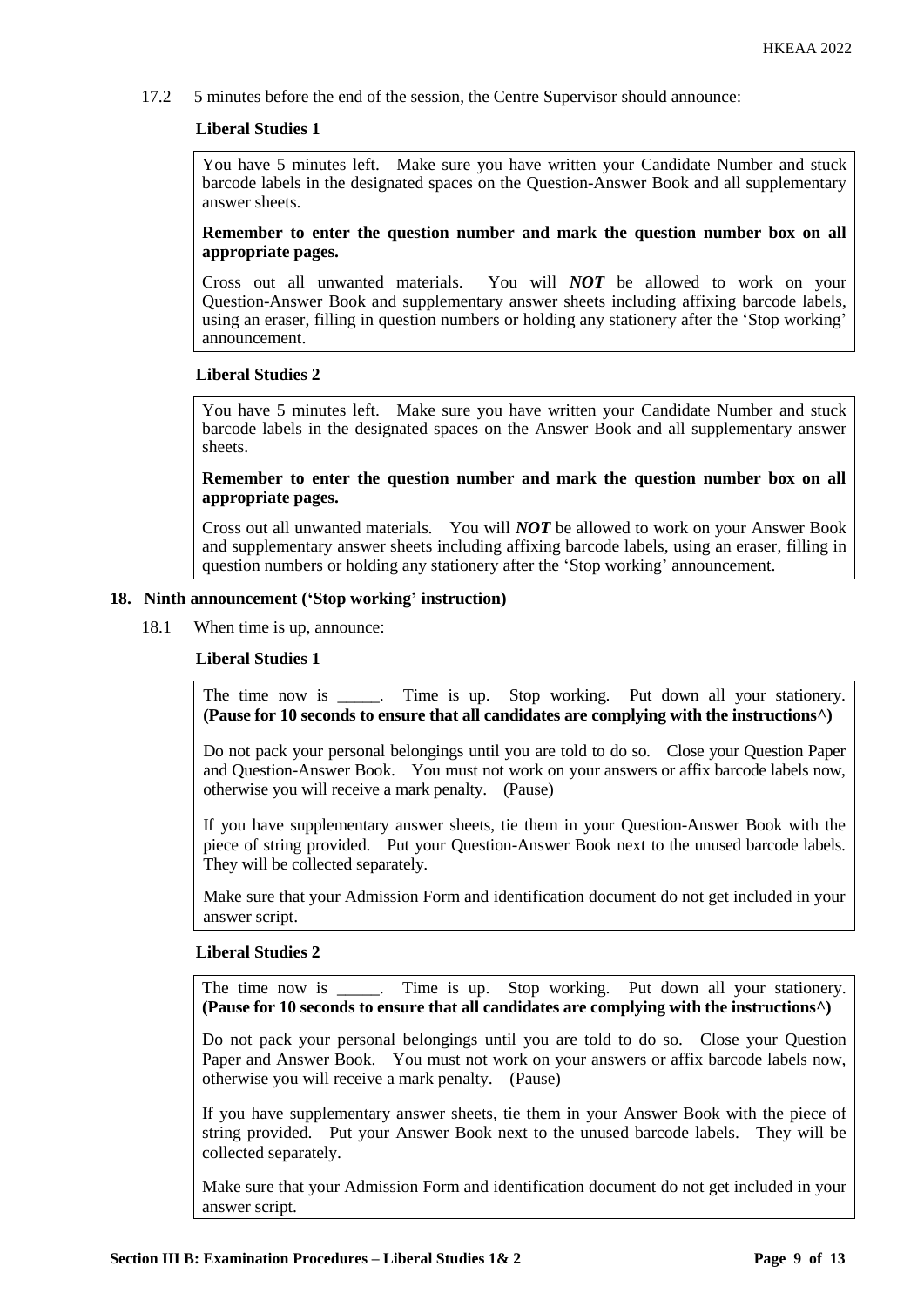17.2 5 minutes before the end of the session, the Centre Supervisor should announce:

**Liberal Studies 1**

> You have 5 minutes left. Make sure you have written your Candidate Number and stuck barcode labels in the designated spaces on the Question-Answer Book and all supplementary answer sheets.
>
> **Remember to enter the question number and mark the question number box on all appropriate pages.**
>
> Cross out all unwanted materials. You will ***NOT*** be allowed to work on your Question-Answer Book and supplementary answer sheets including affixing barcode labels, using an eraser, filling in question numbers or holding any stationery after the 'Stop working' announcement.

**Liberal Studies 2**

> You have 5 minutes left. Make sure you have written your Candidate Number and stuck barcode labels in the designated spaces on the Answer Book and all supplementary answer sheets.
>
> **Remember to enter the question number and mark the question number box on all appropriate pages.**
>
> Cross out all unwanted materials. You will ***NOT*** be allowed to work on your Answer Book and supplementary answer sheets including affixing barcode labels, using an eraser, filling in question numbers or holding any stationery after the 'Stop working' announcement.

## 18. Ninth announcement ('Stop working' instruction)

18.1 When time is up, announce:

**Liberal Studies 1**

> The time now is _____. Time is up. Stop working. Put down all your stationery. **(Pause for 10 seconds to ensure that all candidates are complying with the instructions^)**
>
> Do not pack your personal belongings until you are told to do so. Close your Question Paper and Question-Answer Book. You must not work on your answers or affix barcode labels now, otherwise you will receive a mark penalty. (Pause)
>
> If you have supplementary answer sheets, tie them in your Question-Answer Book with the piece of string provided. Put your Question-Answer Book next to the unused barcode labels. They will be collected separately.
>
> Make sure that your Admission Form and identification document do not get included in your answer script.

**Liberal Studies 2**

> The time now is _____. Time is up. Stop working. Put down all your stationery. **(Pause for 10 seconds to ensure that all candidates are complying with the instructions^)**
>
> Do not pack your personal belongings until you are told to do so. Close your Question Paper and Answer Book. You must not work on your answers or affix barcode labels now, otherwise you will receive a mark penalty. (Pause)
>
> If you have supplementary answer sheets, tie them in your Answer Book with the piece of string provided. Put your Answer Book next to the unused barcode labels. They will be collected separately.
>
> Make sure that your Admission Form and identification document do not get included in your answer script.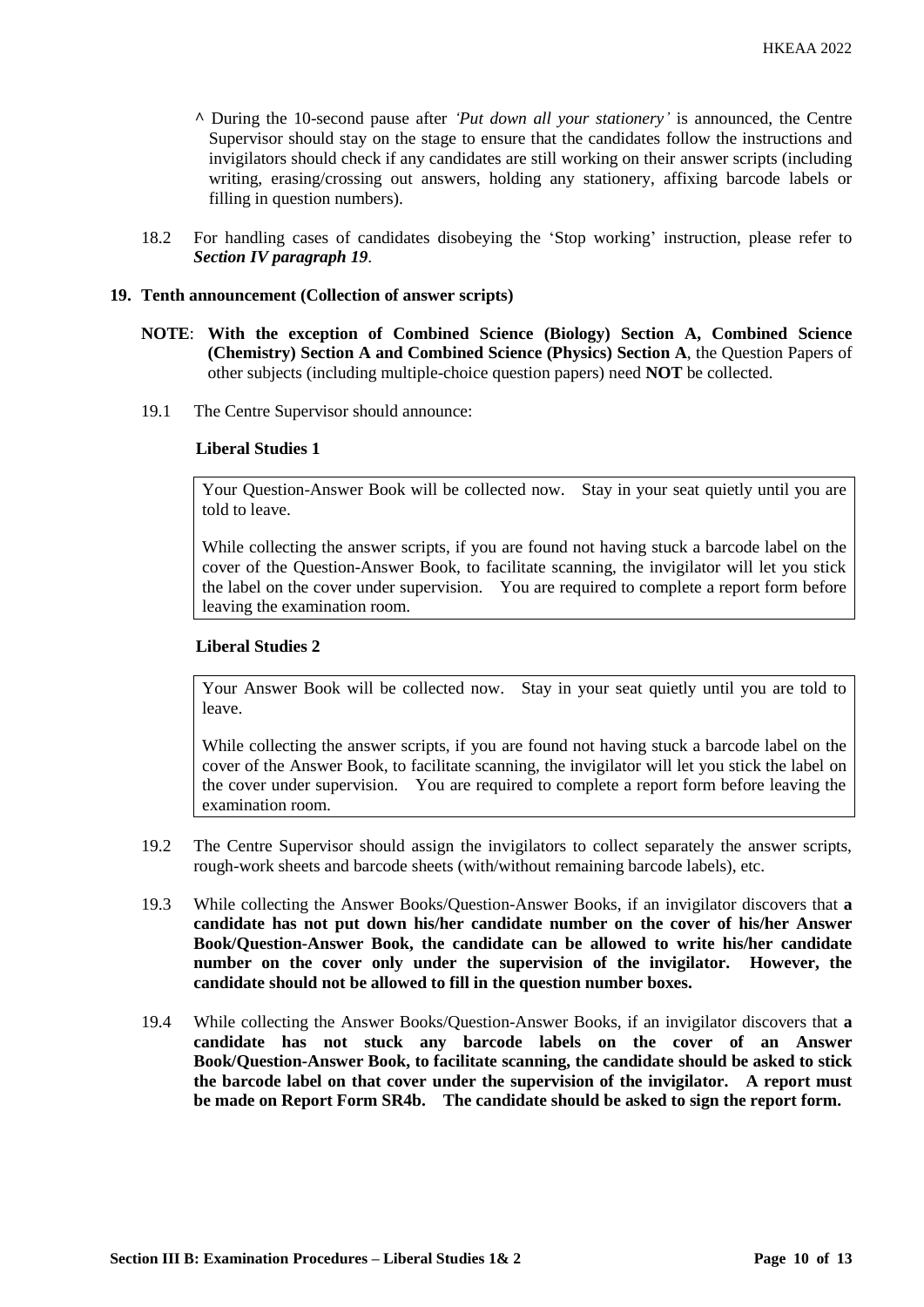^ During the 10-second pause after *'Put down all your stationery'* is announced, the Centre Supervisor should stay on the stage to ensure that the candidates follow the instructions and invigilators should check if any candidates are still working on their answer scripts (including writing, erasing/crossing out answers, holding any stationery, affixing barcode labels or filling in question numbers).

18.2 For handling cases of candidates disobeying the 'Stop working' instruction, please refer to ***Section IV paragraph 19***.

**19. Tenth announcement (Collection of answer scripts)**

**NOTE**: **With the exception of Combined Science (Biology) Section A, Combined Science (Chemistry) Section A and Combined Science (Physics) Section A**, the Question Papers of other subjects (including multiple-choice question papers) need **NOT** be collected.

19.1 The Centre Supervisor should announce:

**Liberal Studies 1**

> Your Question-Answer Book will be collected now. Stay in your seat quietly until you are told to leave.
>
> While collecting the answer scripts, if you are found not having stuck a barcode label on the cover of the Question-Answer Book, to facilitate scanning, the invigilator will let you stick the label on the cover under supervision. You are required to complete a report form before leaving the examination room.

**Liberal Studies 2**

> Your Answer Book will be collected now. Stay in your seat quietly until you are told to leave.
>
> While collecting the answer scripts, if you are found not having stuck a barcode label on the cover of the Answer Book, to facilitate scanning, the invigilator will let you stick the label on the cover under supervision. You are required to complete a report form before leaving the examination room.

19.2 The Centre Supervisor should assign the invigilators to collect separately the answer scripts, rough-work sheets and barcode sheets (with/without remaining barcode labels), etc.

19.3 While collecting the Answer Books/Question-Answer Books, if an invigilator discovers that **a candidate has not put down his/her candidate number on the cover of his/her Answer Book/Question-Answer Book, the candidate can be allowed to write his/her candidate number on the cover only under the supervision of the invigilator. However, the candidate should not be allowed to fill in the question number boxes.**

19.4 While collecting the Answer Books/Question-Answer Books, if an invigilator discovers that **a candidate has not stuck any barcode labels on the cover of an Answer Book/Question-Answer Book, to facilitate scanning, the candidate should be asked to stick the barcode label on that cover under the supervision of the invigilator. A report must be made on Report Form SR4b. The candidate should be asked to sign the report form.**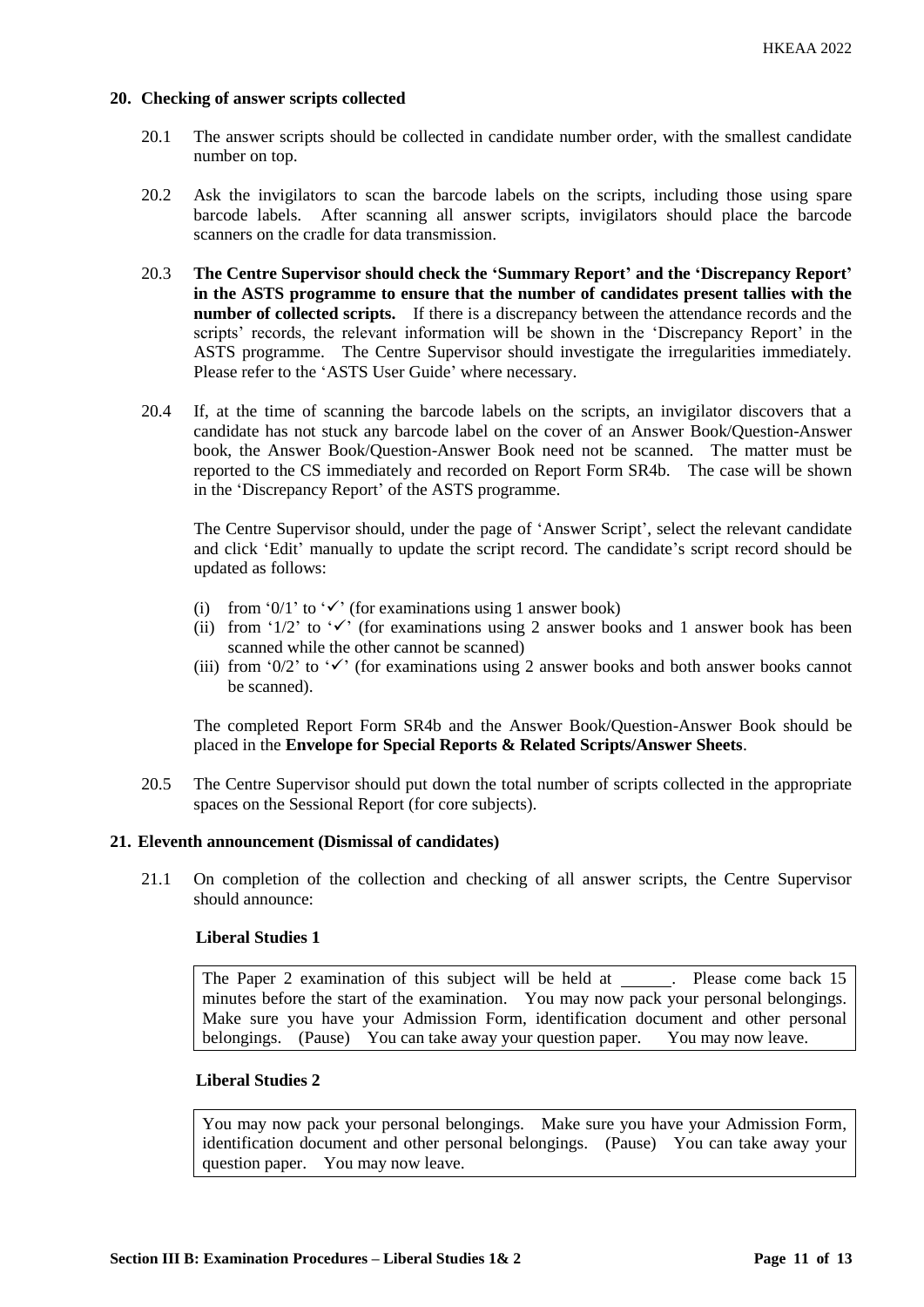## 20. Checking of answer scripts collected

20.1 The answer scripts should be collected in candidate number order, with the smallest candidate number on top.

20.2 Ask the invigilators to scan the barcode labels on the scripts, including those using spare barcode labels. After scanning all answer scripts, invigilators should place the barcode scanners on the cradle for data transmission.

20.3 **The Centre Supervisor should check the 'Summary Report' and the 'Discrepancy Report' in the ASTS programme to ensure that the number of candidates present tallies with the number of collected scripts.** If there is a discrepancy between the attendance records and the scripts' records, the relevant information will be shown in the 'Discrepancy Report' in the ASTS programme. The Centre Supervisor should investigate the irregularities immediately. Please refer to the 'ASTS User Guide' where necessary.

20.4 If, at the time of scanning the barcode labels on the scripts, an invigilator discovers that a candidate has not stuck any barcode label on the cover of an Answer Book/Question-Answer book, the Answer Book/Question-Answer Book need not be scanned. The matter must be reported to the CS immediately and recorded on Report Form SR4b. The case will be shown in the 'Discrepancy Report' of the ASTS programme.

The Centre Supervisor should, under the page of 'Answer Script', select the relevant candidate and click 'Edit' manually to update the script record. The candidate's script record should be updated as follows:

(i) from '0/1' to '✓' (for examinations using 1 answer book)
(ii) from '1/2' to '✓' (for examinations using 2 answer books and 1 answer book has been scanned while the other cannot be scanned)
(iii) from '0/2' to '✓' (for examinations using 2 answer books and both answer books cannot be scanned).

The completed Report Form SR4b and the Answer Book/Question-Answer Book should be placed in the **Envelope for Special Reports & Related Scripts/Answer Sheets**.

20.5 The Centre Supervisor should put down the total number of scripts collected in the appropriate spaces on the Sessional Report (for core subjects).

## 21. Eleventh announcement (Dismissal of candidates)

21.1 On completion of the collection and checking of all answer scripts, the Centre Supervisor should announce:

**Liberal Studies 1**

> The Paper 2 examination of this subject will be held at ______. Please come back 15 minutes before the start of the examination. You may now pack your personal belongings. Make sure you have your Admission Form, identification document and other personal belongings. (Pause) You can take away your question paper. You may now leave.

**Liberal Studies 2**

> You may now pack your personal belongings. Make sure you have your Admission Form, identification document and other personal belongings. (Pause) You can take away your question paper. You may now leave.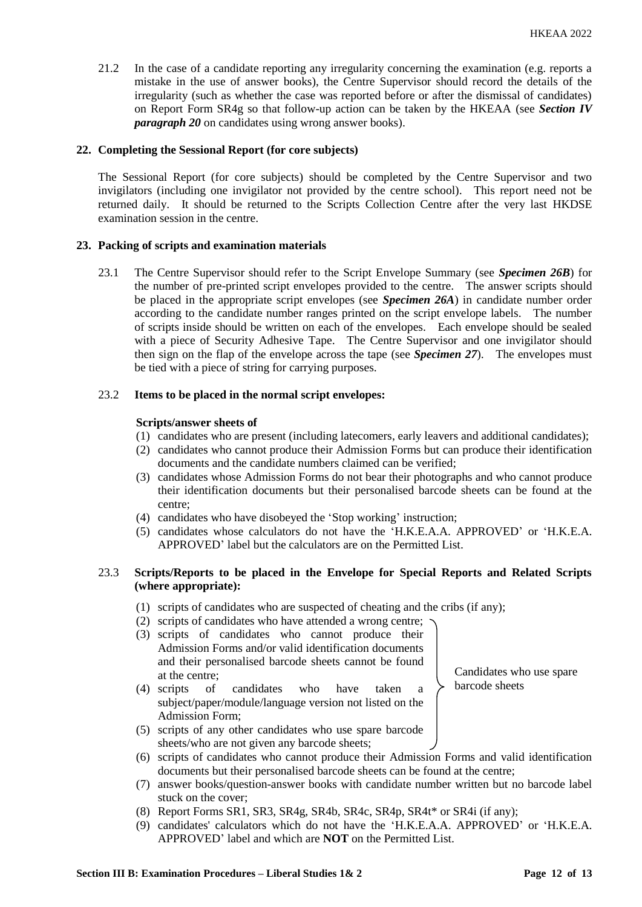21.2 In the case of a candidate reporting any irregularity concerning the examination (e.g. reports a mistake in the use of answer books), the Centre Supervisor should record the details of the irregularity (such as whether the case was reported before or after the dismissal of candidates) on Report Form SR4g so that follow-up action can be taken by the HKEAA (see ***Section IV paragraph 20*** on candidates using wrong answer books).

### 22. Completing the Sessional Report (for core subjects)

The Sessional Report (for core subjects) should be completed by the Centre Supervisor and two invigilators (including one invigilator not provided by the centre school). This report need not be returned daily. It should be returned to the Scripts Collection Centre after the very last HKDSE examination session in the centre.

### 23. Packing of scripts and examination materials

23.1 The Centre Supervisor should refer to the Script Envelope Summary (see ***Specimen 26B***) for the number of pre-printed script envelopes provided to the centre. The answer scripts should be placed in the appropriate script envelopes (see ***Specimen 26A***) in candidate number order according to the candidate number ranges printed on the script envelope labels. The number of scripts inside should be written on each of the envelopes. Each envelope should be sealed with a piece of Security Adhesive Tape. The Centre Supervisor and one invigilator should then sign on the flap of the envelope across the tape (see ***Specimen 27***). The envelopes must be tied with a piece of string for carrying purposes.

23.2 **Items to be placed in the normal script envelopes:**

**Scripts/answer sheets of**

(1) candidates who are present (including latecomers, early leavers and additional candidates);
(2) candidates who cannot produce their Admission Forms but can produce their identification documents and the candidate numbers claimed can be verified;
(3) candidates whose Admission Forms do not bear their photographs and who cannot produce their identification documents but their personalised barcode sheets can be found at the centre;
(4) candidates who have disobeyed the 'Stop working' instruction;
(5) candidates whose calculators do not have the 'H.K.E.A.A. APPROVED' or 'H.K.E.A. APPROVED' label but the calculators are on the Permitted List.

23.3 **Scripts/Reports to be placed in the Envelope for Special Reports and Related Scripts (where appropriate):**

(1) scripts of candidates who are suspected of cheating and the cribs (if any);
(2) scripts of candidates who have attended a wrong centre;
(3) scripts of candidates who cannot produce their Admission Forms and/or valid identification documents and their personalised barcode sheets cannot be found at the centre;
(4) scripts of candidates who have taken a subject/paper/module/language version not listed on the Admission Form;
(5) scripts of any other candidates who use spare barcode sheets/who are not given any barcode sheets;

(Items (2) to (5): Candidates who use spare barcode sheets)

(6) scripts of candidates who cannot produce their Admission Forms and valid identification documents but their personalised barcode sheets can be found at the centre;
(7) answer books/question-answer books with candidate number written but no barcode label stuck on the cover;
(8) Report Forms SR1, SR3, SR4g, SR4b, SR4c, SR4p, SR4t* or SR4i (if any);
(9) candidates' calculators which do not have the 'H.K.E.A.A. APPROVED' or 'H.K.E.A. APPROVED' label and which are **NOT** on the Permitted List.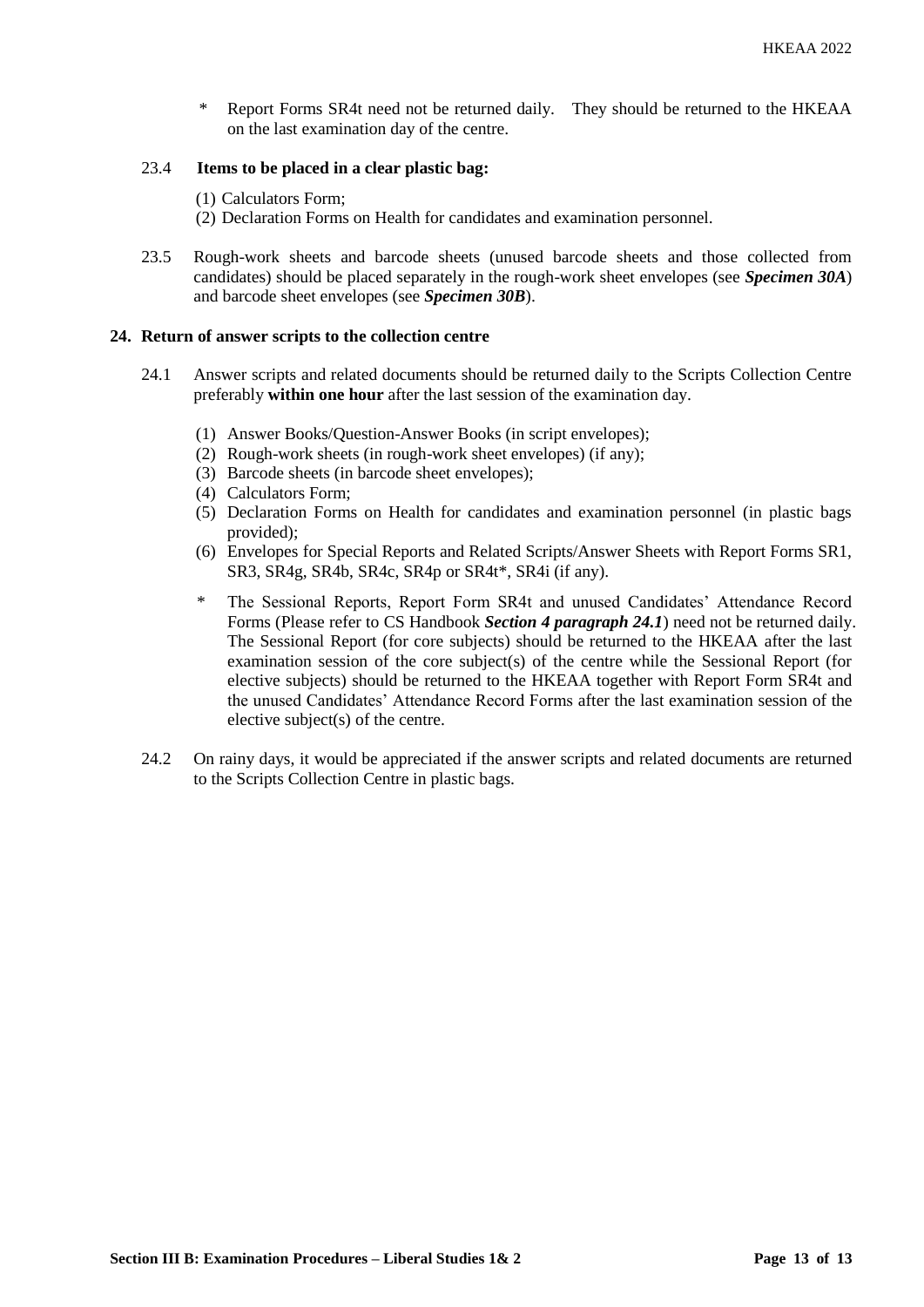\* Report Forms SR4t need not be returned daily. They should be returned to the HKEAA on the last examination day of the centre.

23.4 **Items to be placed in a clear plastic bag:**

(1) Calculators Form;
(2) Declaration Forms on Health for candidates and examination personnel.

23.5 Rough-work sheets and barcode sheets (unused barcode sheets and those collected from candidates) should be placed separately in the rough-work sheet envelopes (see ***Specimen 30A***) and barcode sheet envelopes (see ***Specimen 30B***).

## 24. Return of answer scripts to the collection centre

24.1 Answer scripts and related documents should be returned daily to the Scripts Collection Centre preferably **within one hour** after the last session of the examination day.

(1) Answer Books/Question-Answer Books (in script envelopes);
(2) Rough-work sheets (in rough-work sheet envelopes) (if any);
(3) Barcode sheets (in barcode sheet envelopes);
(4) Calculators Form;
(5) Declaration Forms on Health for candidates and examination personnel (in plastic bags provided);
(6) Envelopes for Special Reports and Related Scripts/Answer Sheets with Report Forms SR1, SR3, SR4g, SR4b, SR4c, SR4p or SR4t\*, SR4i (if any).

\* The Sessional Reports, Report Form SR4t and unused Candidates' Attendance Record Forms (Please refer to CS Handbook ***Section 4 paragraph 24.1***) need not be returned daily. The Sessional Report (for core subjects) should be returned to the HKEAA after the last examination session of the core subject(s) of the centre while the Sessional Report (for elective subjects) should be returned to the HKEAA together with Report Form SR4t and the unused Candidates' Attendance Record Forms after the last examination session of the elective subject(s) of the centre.

24.2 On rainy days, it would be appreciated if the answer scripts and related documents are returned to the Scripts Collection Centre in plastic bags.